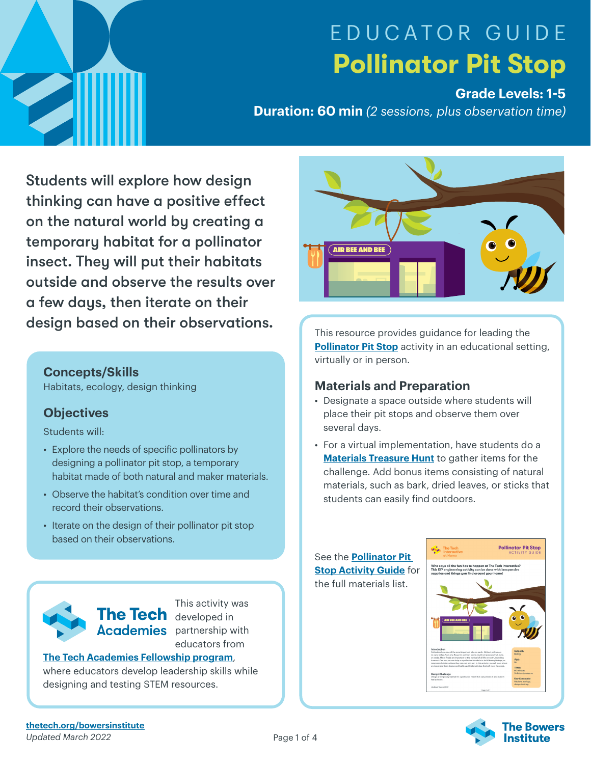# EDUCATOR GUIDE

# Pollinator Pit Stop

**Grade Levels: 1-5**

**Duration: 60 min** *(2 sessions, plus observation time)*

Students will explore how design thinking can have a positive effect on the natural world by creating a temporary habitat for a pollinator insect. They will put their habitats outside and observe the results over a few days, then iterate on their design based on their observations.

## Concepts/Skills

Habitats, ecology, design thinking

## Objectives

Students will:

- Explore the needs of specific pollinators by designing a pollinator pit stop, a temporary habitat made of both natural and maker materials.
- Observe the habitat's condition over time and record their observations.
- Iterate on the design of their pollinator pit stop based on their observations.

This activity was developed in partnership with educators from **The Tech Academies Fellowship program**, where educators develop leadership skills while designing and testing STEM resources.

This resource provides guidance for leading the **Pollinator Pit Stop** activity in an educational setting, virtually or in person.

## Materials and Preparation

- Designate a space outside where students will place their pit stops and observe them over several days.
- For a virtual implementation, have students do a **Materials Treasure Hunt** to gather items for the challenge. Add bonus items consisting of natural materials, such as bark, dried leaves, or sticks that students can easily find outdoors.

See the **Pollinator Pit Stop Activity Guide** for the full materials list.

thetech.org/bowersinstitute

*Updated March 2022*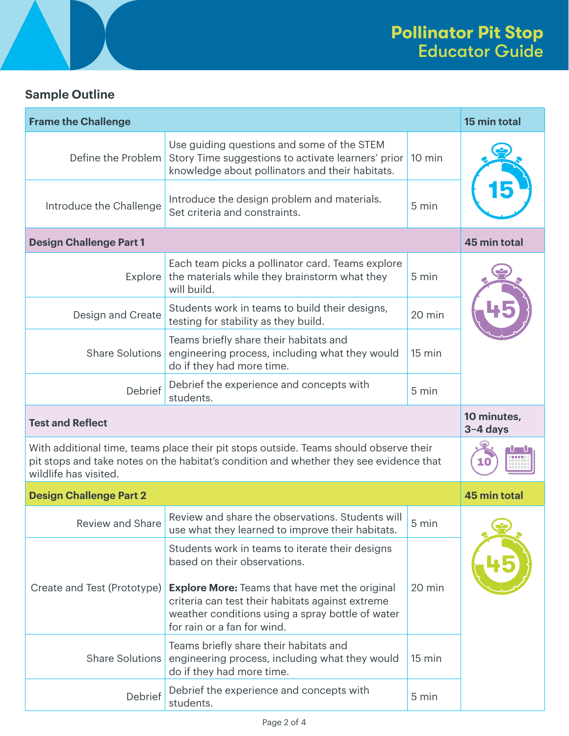## Sample Outline

| Frame the Challenge | | | 15 min total |
|---|---|---|---|
| Define the Problem | Use guiding questions and some of the STEM Story Time suggestions to activate learners' prior knowledge about pollinators and their habitats. | 10 min | |
| Introduce the Challenge | Introduce the design problem and materials. Set criteria and constraints. | 5 min | |
| **Design Challenge Part 1** | | | **45 min total** |
| Explore | Each team picks a pollinator card. Teams explore the materials while they brainstorm what they will build. | 5 min | |
| Design and Create | Students work in teams to build their designs, testing for stability as they build. | 20 min | |
| Share Solutions | Teams briefly share their habitats and engineering process, including what they would do if they had more time. | 15 min | |
| Debrief | Debrief the experience and concepts with students. | 5 min | |
| **Test and Reflect** | | | **10 minutes, 3–4 days** |
| With additional time, teams place their pit stops outside. Teams should observe their pit stops and take notes on the habitat's condition and whether they see evidence that wildlife has visited. | | | |
| **Design Challenge Part 2** | | | **45 min total** |
| Review and Share | Review and share the observations. Students will use what they learned to improve their habitats. | 5 min | |
| Create and Test (Prototype) | Students work in teams to iterate their designs based on their observations.<br><br>**Explore More:** Teams that have met the original criteria can test their habitats against extreme weather conditions using a spray bottle of water for rain or a fan for wind. | 20 min | |
| Share Solutions | Teams briefly share their habitats and engineering process, including what they would do if they had more time. | 15 min | |
| Debrief | Debrief the experience and concepts with students. | 5 min | |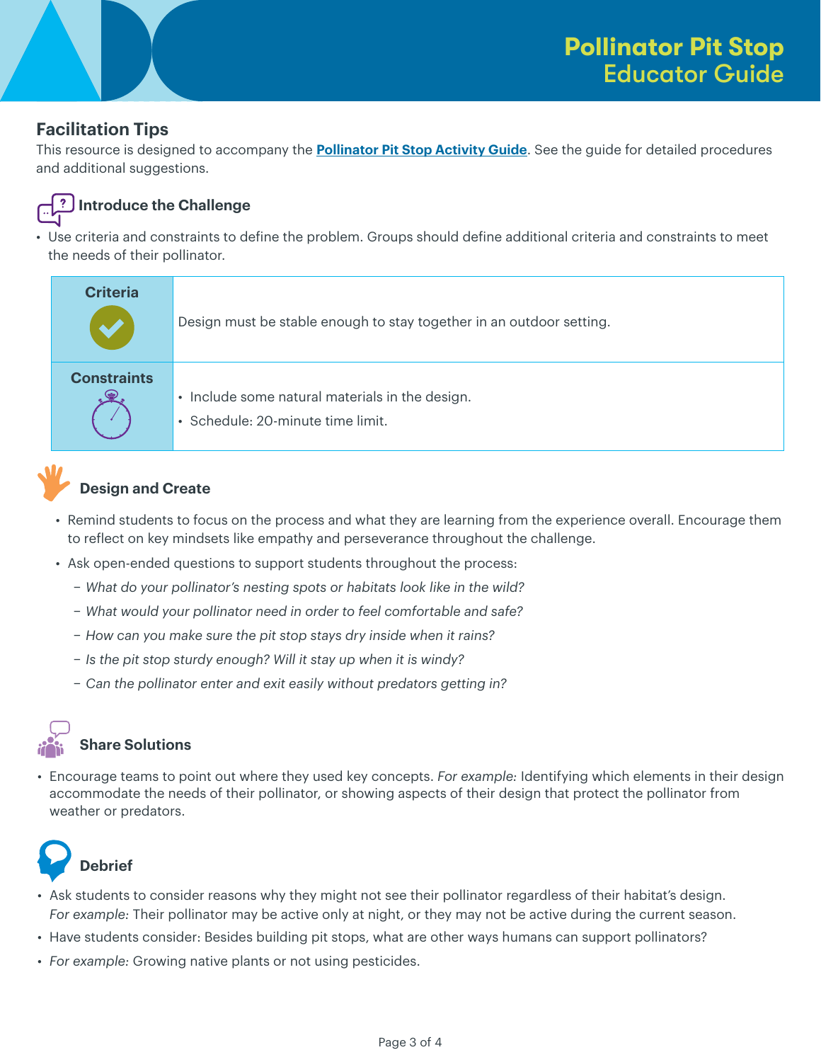# Pollinator Pit Stop
## Educator Guide

## Facilitation Tips

This resource is designed to accompany the **Pollinator Pit Stop Activity Guide**. See the guide for detailed procedures and additional suggestions.

### Introduce the Challenge

- Use criteria and constraints to define the problem. Groups should define additional criteria and constraints to meet the needs of their pollinator.

| | |
|---|---|
| **Criteria** | Design must be stable enough to stay together in an outdoor setting. |
| **Constraints** | • Include some natural materials in the design.<br>• Schedule: 20-minute time limit. |

### Design and Create

- Remind students to focus on the process and what they are learning from the experience overall. Encourage them to reflect on key mindsets like empathy and perseverance throughout the challenge.
- Ask open-ended questions to support students throughout the process:
  - *What do your pollinator's nesting spots or habitats look like in the wild?*
  - *What would your pollinator need in order to feel comfortable and safe?*
  - *How can you make sure the pit stop stays dry inside when it rains?*
  - *Is the pit stop sturdy enough? Will it stay up when it is windy?*
  - *Can the pollinator enter and exit easily without predators getting in?*

### Share Solutions

- Encourage teams to point out where they used key concepts. *For example:* Identifying which elements in their design accommodate the needs of their pollinator, or showing aspects of their design that protect the pollinator from weather or predators.

### Debrief

- Ask students to consider reasons why they might not see their pollinator regardless of their habitat's design. *For example:* Their pollinator may be active only at night, or they may not be active during the current season.
- Have students consider: Besides building pit stops, what are other ways humans can support pollinators?
- *For example:* Growing native plants or not using pesticides.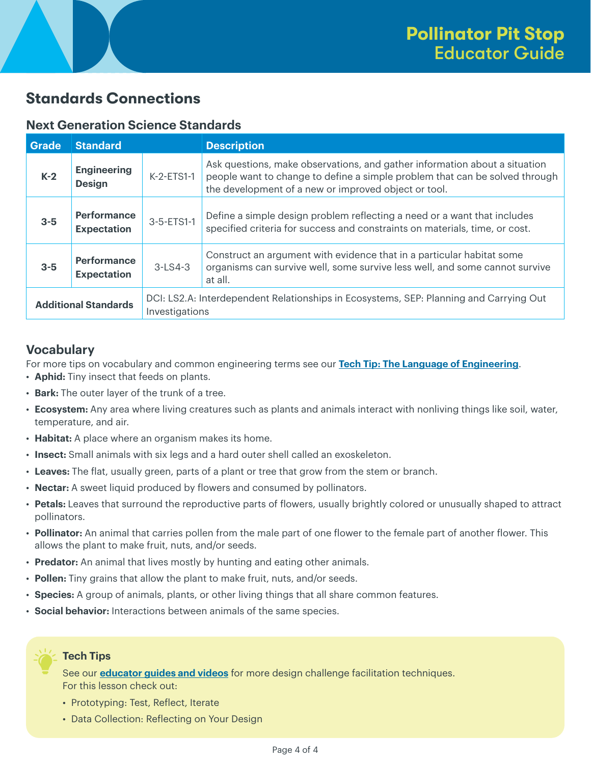# Pollinator Pit Stop
## Educator Guide

## Standards Connections

### Next Generation Science Standards

| Grade | Standard | | Description |
|---|---|---|---|
| K-2 | **Engineering Design** | K-2-ETS1-1 | Ask questions, make observations, and gather information about a situation people want to change to define a simple problem that can be solved through the development of a new or improved object or tool. |
| 3-5 | **Performance Expectation** | 3-5-ETS1-1 | Define a simple design problem reflecting a need or a want that includes specified criteria for success and constraints on materials, time, or cost. |
| 3-5 | **Performance Expectation** | 3-LS4-3 | Construct an argument with evidence that in a particular habitat some organisms can survive well, some survive less well, and some cannot survive at all. |
| **Additional Standards** | | DCI: LS2.A: Interdependent Relationships in Ecosystems, SEP: Planning and Carrying Out Investigations | |

### Vocabulary

For more tips on vocabulary and common engineering terms see our **Tech Tip: The Language of Engineering**.

- **Aphid:** Tiny insect that feeds on plants.
- **Bark:** The outer layer of the trunk of a tree.
- **Ecosystem:** Any area where living creatures such as plants and animals interact with nonliving things like soil, water, temperature, and air.
- **Habitat:** A place where an organism makes its home.
- **Insect:** Small animals with six legs and a hard outer shell called an exoskeleton.
- **Leaves:** The flat, usually green, parts of a plant or tree that grow from the stem or branch.
- **Nectar:** A sweet liquid produced by flowers and consumed by pollinators.
- **Petals:** Leaves that surround the reproductive parts of flowers, usually brightly colored or unusually shaped to attract pollinators.
- **Pollinator:** An animal that carries pollen from the male part of one flower to the female part of another flower. This allows the plant to make fruit, nuts, and/or seeds.
- **Predator:** An animal that lives mostly by hunting and eating other animals.
- **Pollen:** Tiny grains that allow the plant to make fruit, nuts, and/or seeds.
- **Species:** A group of animals, plants, or other living things that all share common features.
- **Social behavior:** Interactions between animals of the same species.

**Tech Tips**

See our **educator guides and videos** for more design challenge facilitation techniques.
For this lesson check out:

- Prototyping: Test, Reflect, Iterate
- Data Collection: Reflecting on Your Design